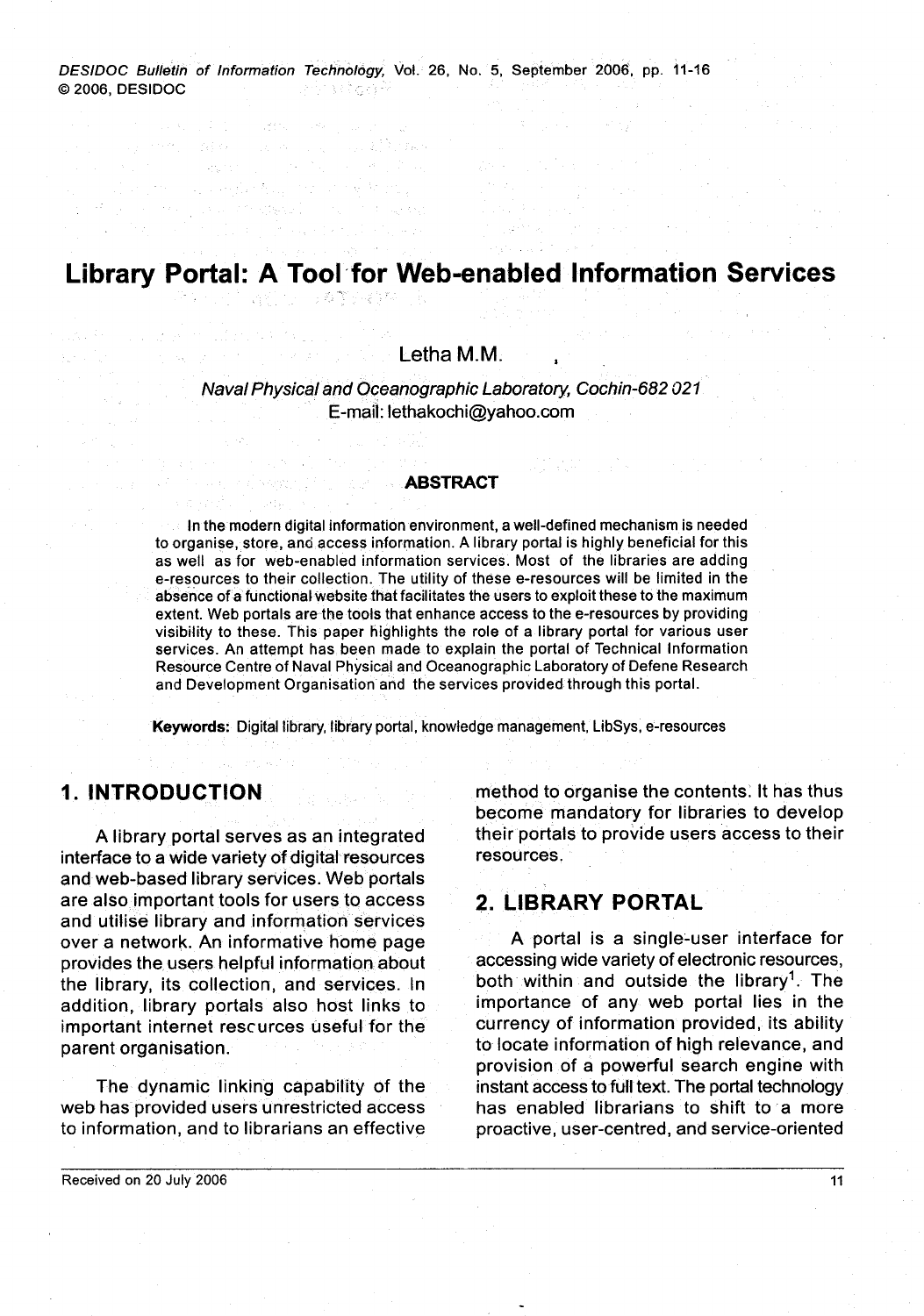# Library Portal: A Tool for Web-enabled Information Services

Letha M.M.

*Naval Physical and Oceanographic Laboratory, Cochin-682 021*
E-mail: lethakochi@yahoo.com

## ABSTRACT

In the modern digital information environment, a well-defined mechanism is needed to organise, store, and access information. A library portal is highly beneficial for this as well as for web-enabled information services. Most of the libraries are adding e-resources to their collection. The utility of these e-resources will be limited in the absence of a functional website that facilitates the users to exploit these to the maximum extent. Web portals are the tools that enhance access to the e-resources by providing visibility to these. This paper highlights the role of a library portal for various user services. An attempt has been made to explain the portal of Technical Information Resource Centre of Naval Physical and Oceanographic Laboratory of Defene Research and Development Organisation and the services provided through this portal.

**Keywords:** Digital library, library portal, knowledge management, LibSys, e-resources

## 1. INTRODUCTION

A library portal serves as an integrated interface to a wide variety of digital resources and web-based library services. Web portals are also important tools for users to access and utilise library and information services over a network. An informative home page provides the users helpful information about the library, its collection, and services. In addition, library portals also host links to important internet resources useful for the parent organisation.

The dynamic linking capability of the web has provided users unrestricted access to information, and to librarians an effective method to organise the contents. It has thus become mandatory for libraries to develop their portals to provide users access to their resources.

## 2. LIBRARY PORTAL

A portal is a single-user interface for accessing wide variety of electronic resources, both within and outside the library[1]. The importance of any web portal lies in the currency of information provided, its ability to locate information of high relevance, and provision of a powerful search engine with instant access to full text. The portal technology has enabled librarians to shift to a more proactive, user-centred, and service-oriented

Received on 20 July 2006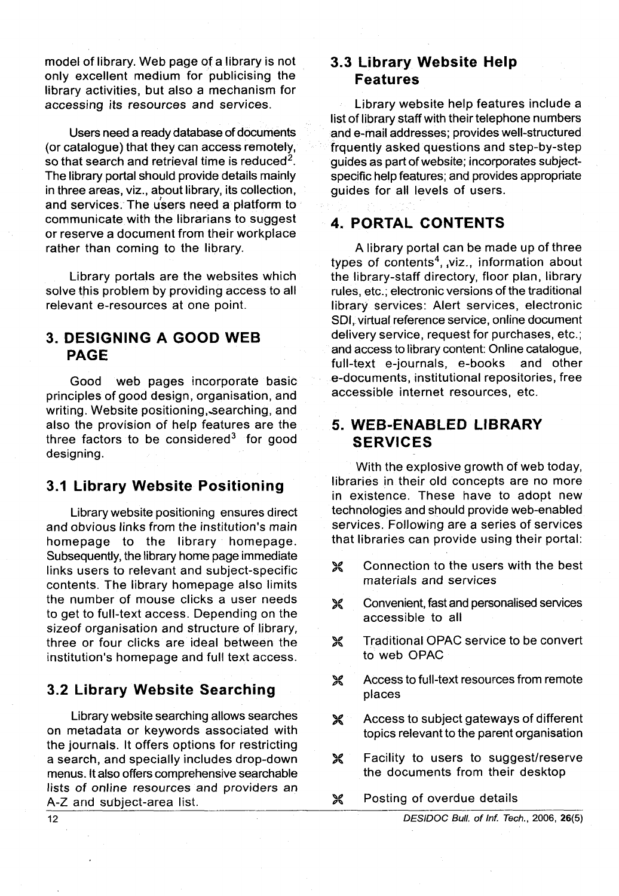model of library. Web page of a library is not only excellent medium for publicising the library activities, but also a mechanism for accessing its resources and services.

Users need a ready database of documents (or catalogue) that they can access remotely, so that search and retrieval time is reduced[2]. The library portal should provide details mainly in three areas, viz., about library, its collection, and services. The users need a platform to communicate with the librarians to suggest or reserve a document from their workplace rather than coming to the library.

Library portals are the websites which solve this problem by providing access to all relevant e-resources at one point.

## 3. DESIGNING A GOOD WEB PAGE

Good web pages incorporate basic principles of good design, organisation, and writing. Website positioning, searching, and also the provision of help features are the three factors to be considered[3] for good designing.

### 3.1 Library Website Positioning

Library website positioning ensures direct and obvious links from the institution's main homepage to the library homepage. Subsequently, the library home page immediate links users to relevant and subject-specific contents. The library homepage also limits the number of mouse clicks a user needs to get to full-text access. Depending on the sizeof organisation and structure of library, three or four clicks are ideal between the institution's homepage and full text access.

### 3.2 Library Website Searching

Library website searching allows searches on metadata or keywords associated with the journals. It offers options for restricting a search, and specially includes drop-down menus. It also offers comprehensive searchable lists of online resources and providers an A-Z and subject-area list.

### 3.3 Library Website Help Features

Library website help features include a list of library staff with their telephone numbers and e-mail addresses; provides well-structured frquently asked questions and step-by-step guides as part of website; incorporates subject-specific help features; and provides appropriate guides for all levels of users.

## 4. PORTAL CONTENTS

A library portal can be made up of three types of contents[4], ,viz., information about the library-staff directory, floor plan, library rules, etc.; electronic versions of the traditional library services: Alert services, electronic SDI, virtual reference service, online document delivery service, request for purchases, etc.; and access to library content: Online catalogue, full-text e-journals, e-books and other e-documents, institutional repositories, free accessible internet resources, etc.

## 5. WEB-ENABLED LIBRARY SERVICES

With the explosive growth of web today, libraries in their old concepts are no more in existence. These have to adopt new technologies and should provide web-enabled services. Following are a series of services that libraries can provide using their portal:

- Connection to the users with the best materials and services
- Convenient, fast and personalised services accessible to all
- Traditional OPAC service to be convert to web OPAC
- Access to full-text resources from remote places
- Access to subject gateways of different topics relevant to the parent organisation
- Facility to users to suggest/reserve the documents from their desktop
- Posting of overdue details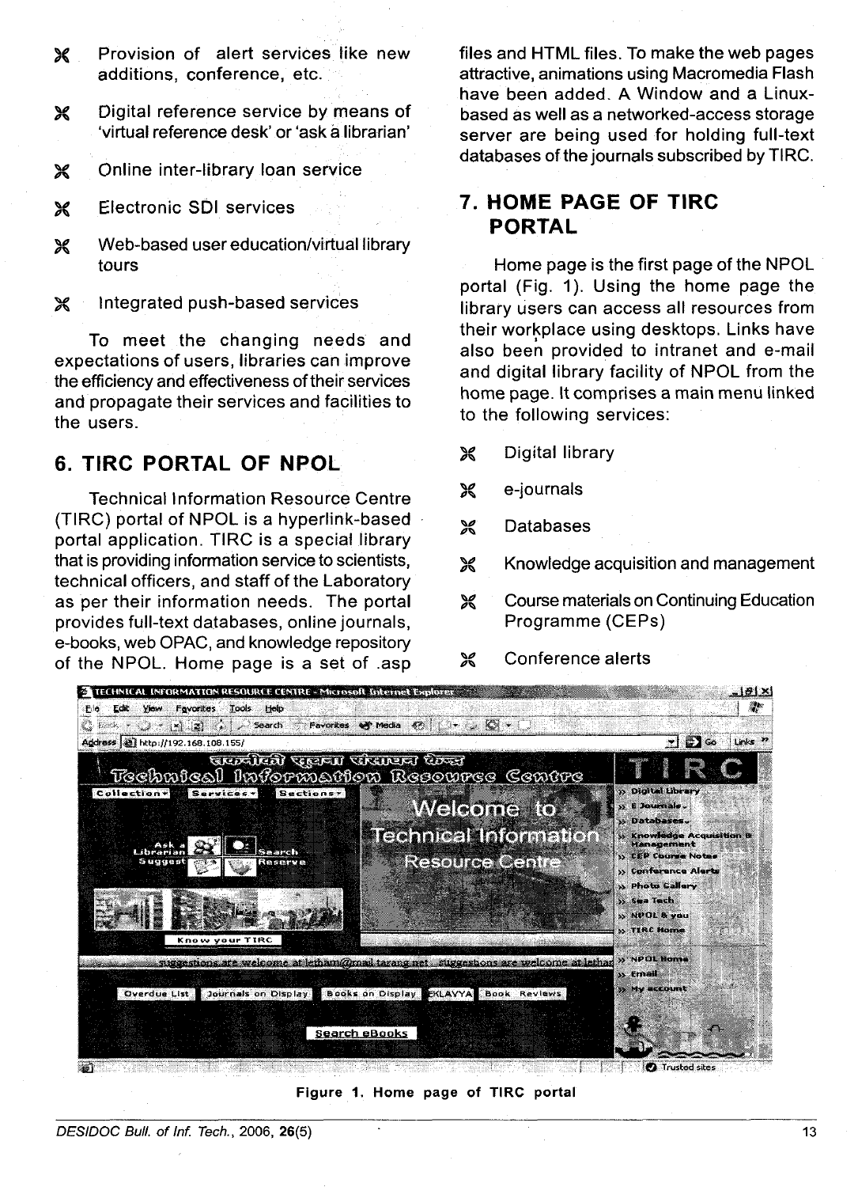- Provision of alert services like new additions, conference, etc.
- Digital reference service by means of 'virtual reference desk' or 'ask a librarian'
- Online inter-library loan service
- Electronic SDI services
- Web-based user education/virtual library tours
- Integrated push-based services

To meet the changing needs and expectations of users, libraries can improve the efficiency and effectiveness of their services and propagate their services and facilities to the users.

## 6. TIRC PORTAL OF NPOL

Technical Information Resource Centre (TIRC) portal of NPOL is a hyperlink-based portal application. TIRC is a special library that is providing information service to scientists, technical officers, and staff of the Laboratory as per their information needs. The portal provides full-text databases, online journals, e-books, web OPAC, and knowledge repository of the NPOL. Home page is a set of .asp files and HTML files. To make the web pages attractive, animations using Macromedia Flash have been added. A Window and a Linux-based as well as a networked-access storage server are being used for holding full-text databases of the journals subscribed by TIRC.

## 7. HOME PAGE OF TIRC PORTAL

Home page is the first page of the NPOL portal (Fig. 1). Using the home page the library users can access all resources from their workplace using desktops. Links have also been provided to intranet and e-mail and digital library facility of NPOL from the home page. It comprises a main menu linked to the following services:

- Digital library
- e-journals
- Databases
- Knowledge acquisition and management
- Course materials on Continuing Education Programme (CEPs)
- Conference alerts

**Figure 1. Home page of TIRC portal**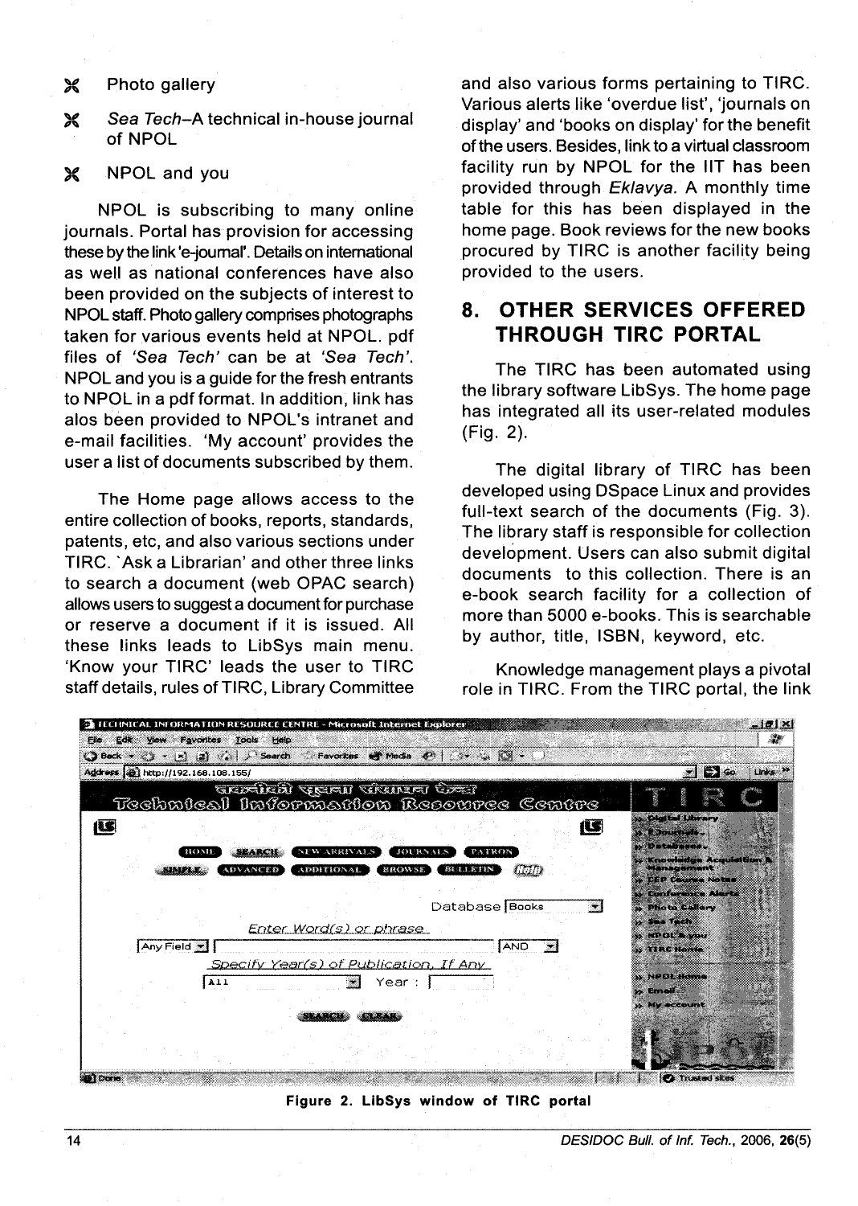- Photo gallery
- *Sea Tech*–A technical in-house journal of NPOL
- NPOL and you

NPOL is subscribing to many online journals. Portal has provision for accessing these by the link 'e-journal'. Details on international as well as national conferences have also been provided on the subjects of interest to NPOL staff. Photo gallery comprises photographs taken for various events held at NPOL. pdf files of *'Sea Tech'* can be at *'Sea Tech'*. NPOL and you is a guide for the fresh entrants to NPOL in a pdf format. In addition, link has alos been provided to NPOL's intranet and e-mail facilities. 'My account' provides the user a list of documents subscribed by them.

The Home page allows access to the entire collection of books, reports, standards, patents, etc, and also various sections under TIRC. 'Ask a Librarian' and other three links to search a document (web OPAC search) allows users to suggest a document for purchase or reserve a document if it is issued. All these links leads to LibSys main menu. 'Know your TIRC' leads the user to TIRC staff details, rules of TIRC, Library Committee and also various forms pertaining to TIRC. Various alerts like 'overdue list', 'journals on display' and 'books on display' for the benefit of the users. Besides, link to a virtual classroom facility run by NPOL for the IIT has been provided through *Eklavya.* A monthly time table for this has been displayed in the home page. Book reviews for the new books procured by TIRC is another facility being provided to the users.

## 8. OTHER SERVICES OFFERED THROUGH TIRC PORTAL

The TIRC has been automated using the library software LibSys. The home page has integrated all its user-related modules (Fig. 2).

The digital library of TIRC has been developed using DSpace Linux and provides full-text search of the documents (Fig. 3). The library staff is responsible for collection development. Users can also submit digital documents to this collection. There is an e-book search facility for a collection of more than 5000 e-books. This is searchable by author, title, ISBN, keyword, etc.

Knowledge management plays a pivotal role in TIRC. From the TIRC portal, the link

**Figure 2. LibSys window of TIRC portal**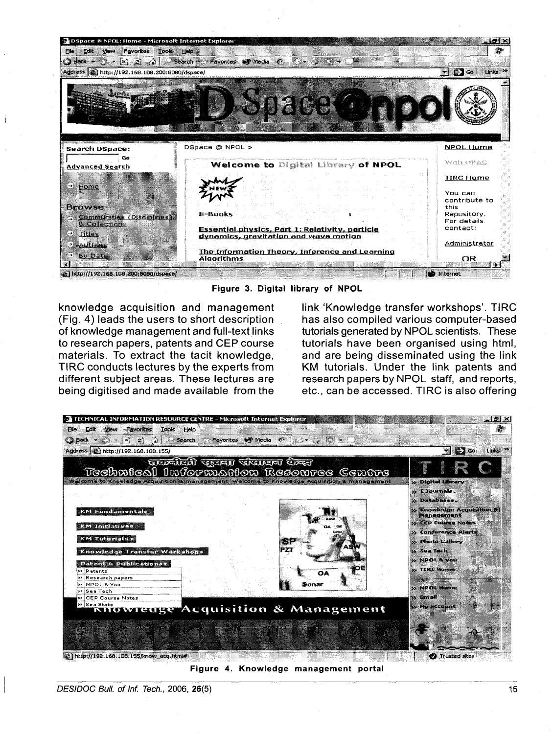Figure 3. Digital library of NPOL

knowledge acquisition and management (Fig. 4) leads the users to short description of knowledge management and full-text links to research papers, patents and CEP course materials. To extract the tacit knowledge, TIRC conducts lectures by the experts from different subject areas. These lectures are being digitised and made available from the link 'Knowledge transfer workshops'. TIRC has also compiled various computer-based tutorials generated by NPOL scientists. These tutorials have been organised using html, and are being disseminated using the link KM tutorials. Under the link patents and research papers by NPOL staff, and reports, etc., can be accessed. TIRC is also offering

Figure 4. Knowledge management portal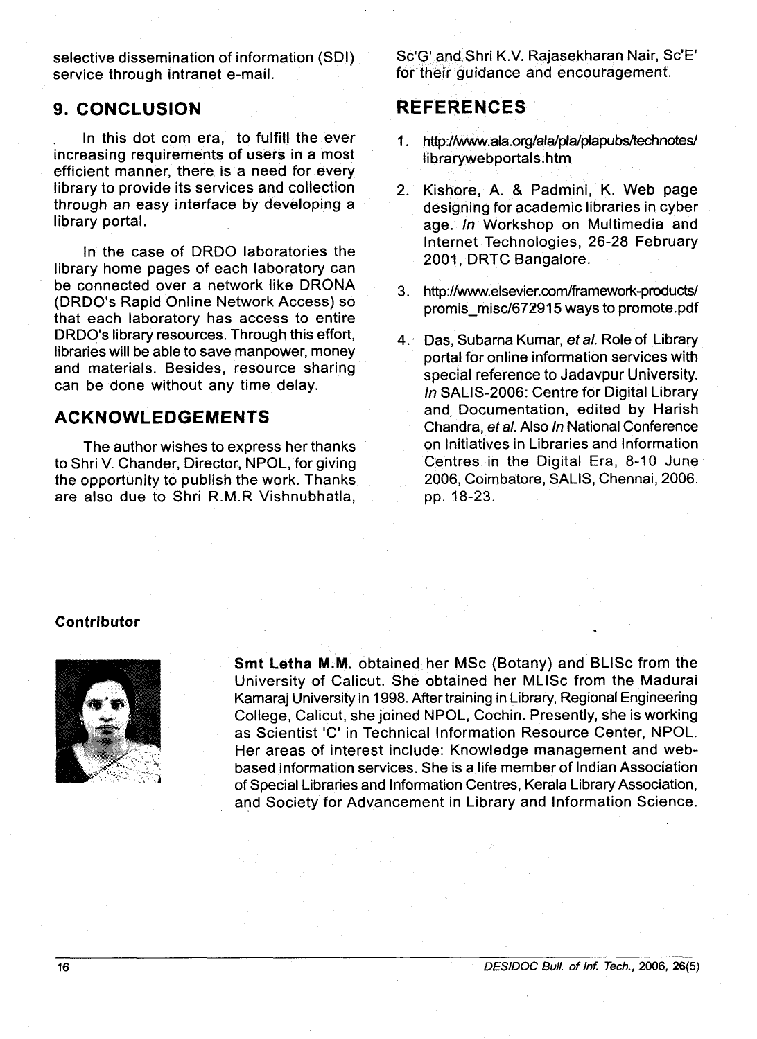selective dissemination of information (SDI) service through intranet e-mail.

## 9. CONCLUSION

In this dot com era, to fulfill the ever increasing requirements of users in a most efficient manner, there is a need for every library to provide its services and collection through an easy interface by developing a library portal.

In the case of DRDO laboratories the library home pages of each laboratory can be connected over a network like DRONA (DRDO's Rapid Online Network Access) so that each laboratory has access to entire DRDO's library resources. Through this effort, libraries will be able to save manpower, money and materials. Besides, resource sharing can be done without any time delay.

## ACKNOWLEDGEMENTS

The author wishes to express her thanks to Shri V. Chander, Director, NPOL, for giving the opportunity to publish the work. Thanks are also due to Shri R.M.R Vishnubhatla, Sc'G' and Shri K.V. Rajasekharan Nair, Sc'E' for their guidance and encouragement.

## REFERENCES

1. http://www.ala.org/ala/pla/plapubs/technotes/librarywebportals.htm
2. Kishore, A. & Padmini, K. Web page designing for academic libraries in cyber age. *In* Workshop on Multimedia and Internet Technologies, 26-28 February 2001, DRTC Bangalore.
3. http://www.elsevier.com/framework-products/promis_misc/672915 ways to promote.pdf
4. Das, Subarna Kumar, *et al.* Role of Library portal for online information services with special reference to Jadavpur University. *In* SALIS-2006: Centre for Digital Library and Documentation, edited by Harish Chandra, *et al.* Also *In* National Conference on Initiatives in Libraries and Information Centres in the Digital Era, 8-10 June 2006, Coimbatore, SALIS, Chennai, 2006. pp. 18-23.

**Contributor**

**Smt Letha M.M.** obtained her MSc (Botany) and BLISc from the University of Calicut. She obtained her MLISc from the Madurai Kamaraj University in 1998. After training in Library, Regional Engineering College, Calicut, she joined NPOL, Cochin. Presently, she is working as Scientist 'C' in Technical Information Resource Center, NPOL. Her areas of interest include: Knowledge management and web-based information services. She is a life member of Indian Association of Special Libraries and Information Centres, Kerala Library Association, and Society for Advancement in Library and Information Science.